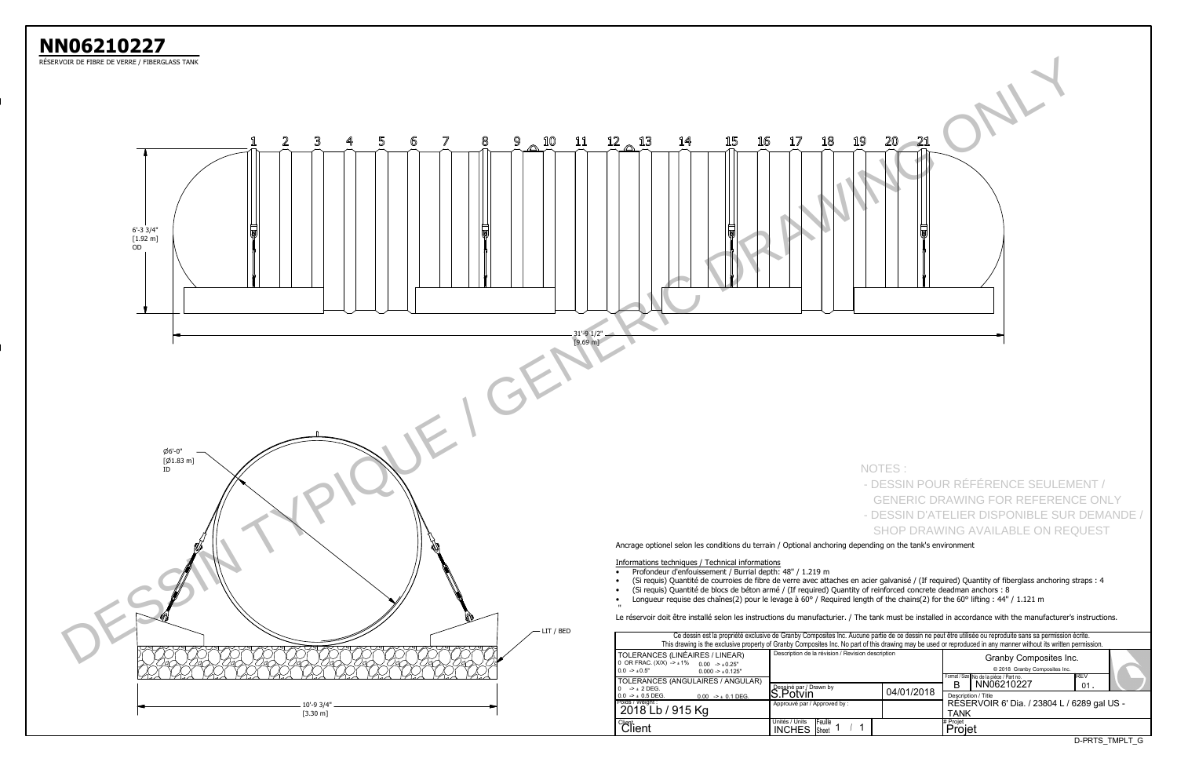# NN06210227

RÉSERVOIR DE FIBRE DE VERRE / FIBERGLASS TANK

1 2 3 4 5 6 7 8 9 10 11 12 13 14 15 16 17 18 19 20 21

6'-3 3/4" [1.92 m] OD

31'-9 1/2" [9.69 m]

Ø6'-0" [Ø1.83 m] ID

LIT / BED

10'-9 3/4" [3.30 m]

DESSIN TYPIQUE / GENERIC DRAWING ONLY

NOTES :

- DESSIN POUR RÉFÉRENCE SEULEMENT / GENERIC DRAWING FOR REFERENCE ONLY
- DESSIN D'ATELIER DISPONIBLE SUR DEMANDE / SHOP DRAWING AVAILABLE ON REQUEST

Ancrage optionel selon les conditions du terrain / Optional anchoring depending on the tank's environment

Informations techniques / Technical informations

- Profondeur d'enfouissement / Burrial depth: 48" / 1.219 m
- (Si requis) Quantité de courroies de fibre de verre avec attaches en acier galvanisé / (If required) Quantity of fiberglass anchoring straps : 4
- (Si requis) Quantité de blocs de béton armé / (If required) Quantity of reinforced concrete deadman anchors : 8
- Longueur requise des chaînes(2) pour le levage à 60° / Required length of the chains(2) for the 60° lifting : 44" / 1.121 m

"

Le réservoir doit être installé selon les instructions du manufacturier. / The tank must be installed in accordance with the manufacturer's instructions.

Ce dessin est la propriété exclusive de Granby Composites Inc. Aucune partie de ce dessin ne peut être utilisée ou reproduite sans sa permission écrite.
This drawing is the exclusive property of Granby Composites Inc. No part of this drawing may be used or reproduced in any manner without its written permission.

| TOLERANCES (LINÉAIRES / LINEAR) 0 OR FRAC. (X/X) -> ± 1% 0.00 -> ± 0.25" 0.0 -> ± 0.5" 0.000 -> ± 0.125" | Description de la révision / Revision description | | Granby Composites Inc. © 2018 Granby Composites Inc. |
|---|---|---|---|
| TOLERANCES (ANGULAIRES / ANGULAR) 0 -> ± 2 DEG. 0.0 -> ± 0.5 DEG. 0.00 -> ± 0.1 DEG. | Dessiné par / Drawn by: S.Potvin | 04/01/2018 | Format / Size: B — No de la pièce / Part no.: NN06210227 — REV: 01. |
| Poids / Weight: 2018 Lb / 915 Kg | Approuvé par / Approved by: | | Description / Title: RÉSERVOIR 6' Dia. / 23804 L / 6289 gal US - TANK |
| Client: Client | Unités / Units: INCHES — Feuille / Sheet: 1 / 1 | | # Projet: Projet |

D-PRTS_TMPLT_G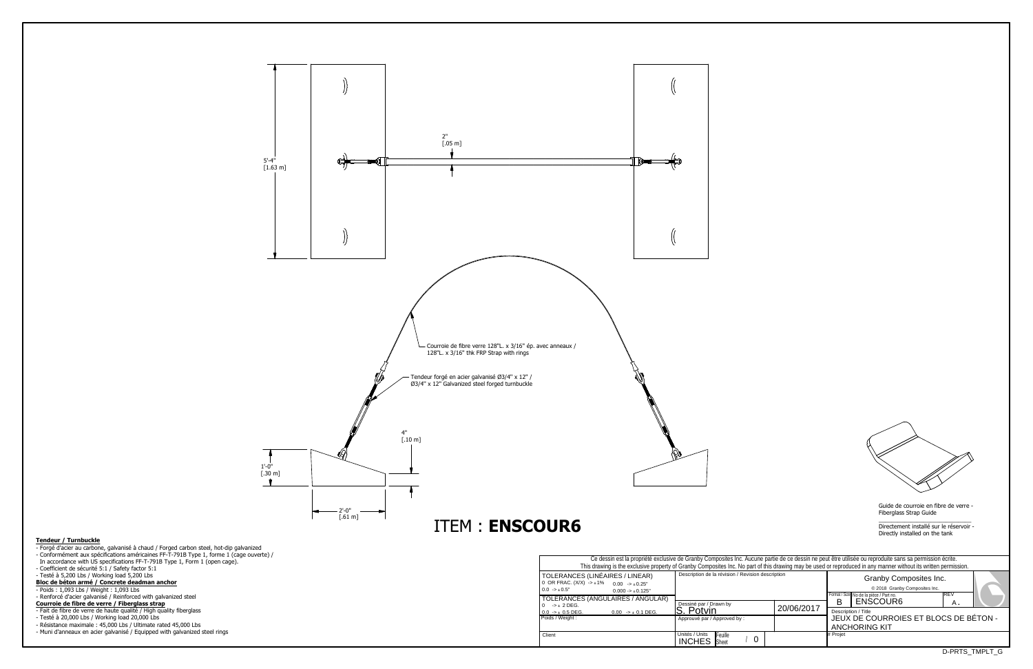5'-4"
[1.63 m]

2"
[.05 m]

Courroie de fibre verre 128"L. x 3/16" ép. avec anneaux /
128"L. x 3/16" thk FRP Strap with rings

Tendeur forgé en acier galvanisé Ø3/4" x 12" /
Ø3/4" x 12" Galvanized steel forged turnbuckle

4"
[.10 m]

1'-0"
[.30 m]

2'-0"
[.61 m]

# ITEM : **ENSCOUR6**

Guide de courroie en fibre de verre -
Fiberglass Strap Guide

Directement installé sur le réservoir -
Directly installed on the tank

**Tendeur / Turnbuckle**

- Forgé d'acier au carbone, galvanisé à chaud / Forged carbon steel, hot-dip galvanized
- Conformément aux spécifications américaines FF-T-791B Type 1, forme 1 (cage ouverte) / In accordance with US specifications FF-T-791B Type 1, Form 1 (open cage).
- Coefficient de sécurité 5:1 / Safety factor 5:1
- Testé à 5,200 Lbs / Working load 5,200 Lbs

**Bloc de béton armé / Concrete deadman anchor**

- Poids : 1,093 Lbs / Weight : 1,093 Lbs
- Renforcé d'acier galvanisé / Reinforced with galvanized steel

**Courroie de fibre de verre / Fiberglass strap**

- Fait de fibre de verre de haute qualité / High quality fiberglass
- Testé à 20,000 Lbs / Working load 20,000 Lbs
- Résistance maximale : 45,000 Lbs / Ultimate rated 45,000 Lbs
- Muni d'anneaux en acier galvanisé / Equipped with galvanized steel rings

Ce dessin est la propriété exclusive de Granby Composites Inc. Aucune partie de ce dessin ne peut être utilisée ou reproduite sans sa permission écrite.
This drawing is the exclusive property of Granby Composites Inc. No part of this drawing may be used or reproduced in any manner without its written permission.

| TOLERANCES (LINÉAIRES / LINEAR) | Description de la révision / Revision description | | Granby Composites Inc. © 2018 Granby Composites Inc. |
|---|---|---|---|
| 0 OR FRAC. (X/X) -> ± 1% ; 0.00 -> ± 0.25" ; 0.0 -> ± 0.5" ; 0.000 -> ± 0.125" | | | Format / Size: B ; No de la pièce / Part no.: ENSCOUR6 ; REV: A. |
| TOLERANCES (ANGULAIRES / ANGULAR) 0 -> ± 2 DEG. ; 0.0 -> ± 0.5 DEG. ; 0.00 -> ± 0.1 DEG. | Dessiné par / Drawn by: S. Potvin | 20/06/2017 | Description / Title: JEUX DE COURROIES ET BLOCS DE BÉTON - ANCHORING KIT |
| Poids / Weight : | Approuvé par / Approved by : | | |
| Client | Unités / Units: INCHES ; Feuille Sheet / 0 | | # Projet |

D-PRTS_TMPLT_G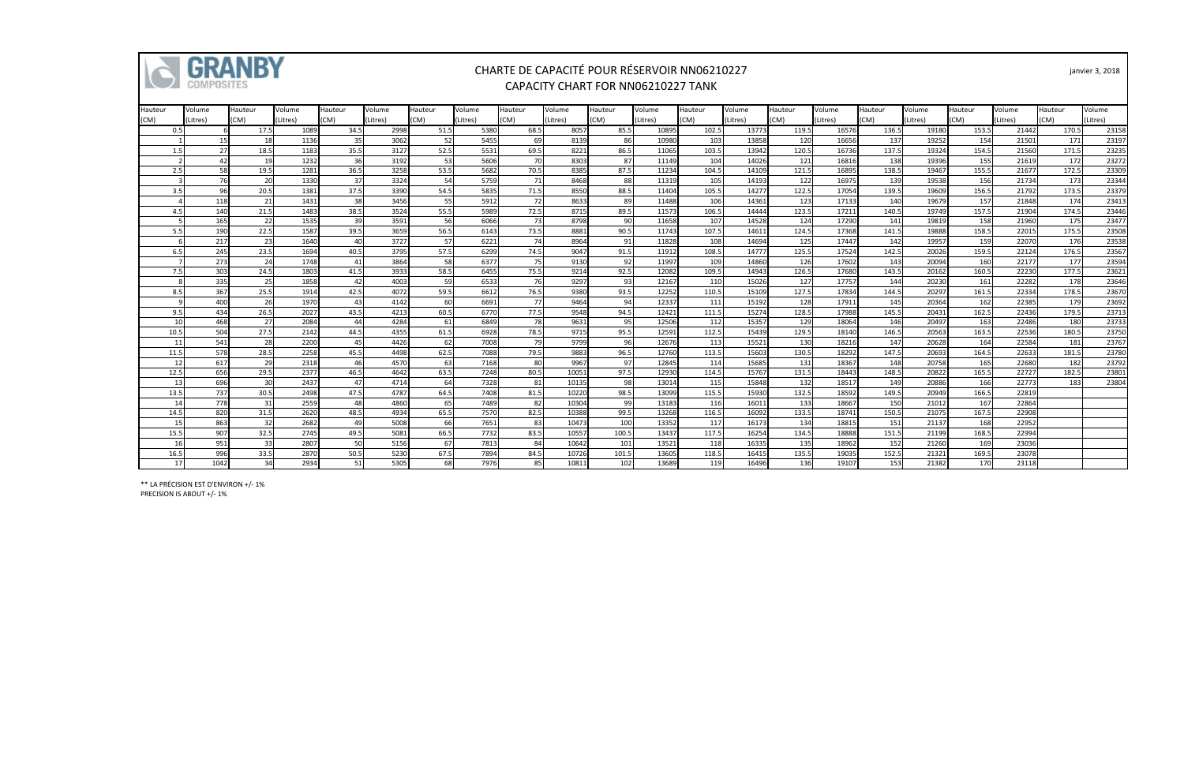GRANBY COMPOSITES

# CHARTE DE CAPACITÉ POUR RÉSERVOIR NN06210227
## CAPACITY CHART FOR NN06210227 TANK

janvier 3, 2018

| Hauteur (CM) | Volume (Litres) | Hauteur (CM) | Volume (Litres) | Hauteur (CM) | Volume (Litres) | Hauteur (CM) | Volume (Litres) | Hauteur (CM) | Volume (Litres) | Hauteur (CM) | Volume (Litres) | Hauteur (CM) | Volume (Litres) | Hauteur (CM) | Volume (Litres) | Hauteur (CM) | Volume (Litres) | Hauteur (CM) | Volume (Litres) | Hauteur (CM) | Volume (Litres) |
|---|---|---|---|---|---|---|---|---|---|---|---|---|---|---|---|---|---|---|---|---|---|
| 0.5 | 6 | 17.5 | 1089 | 34.5 | 2998 | 51.5 | 5380 | 68.5 | 8057 | 85.5 | 10895 | 102.5 | 13773 | 119.5 | 16576 | 136.5 | 19180 | 153.5 | 21442 | 170.5 | 23158 |
| 1 | 15 | 18 | 1136 | 35 | 3062 | 52 | 5455 | 69 | 8139 | 86 | 10980 | 103 | 13858 | 120 | 16656 | 137 | 19252 | 154 | 21501 | 171 | 23197 |
| 1.5 | 27 | 18.5 | 1183 | 35.5 | 3127 | 52.5 | 5531 | 69.5 | 8221 | 86.5 | 11065 | 103.5 | 13942 | 120.5 | 16736 | 137.5 | 19324 | 154.5 | 21560 | 171.5 | 23235 |
| 2 | 42 | 19 | 1232 | 36 | 3192 | 53 | 5606 | 70 | 8303 | 87 | 11149 | 104 | 14026 | 121 | 16816 | 138 | 19396 | 155 | 21619 | 172 | 23272 |
| 2.5 | 58 | 19.5 | 1281 | 36.5 | 3258 | 53.5 | 5682 | 70.5 | 8385 | 87.5 | 11234 | 104.5 | 14109 | 121.5 | 16895 | 138.5 | 19467 | 155.5 | 21677 | 172.5 | 23309 |
| 3 | 76 | 20 | 1330 | 37 | 3324 | 54 | 5759 | 71 | 8468 | 88 | 11319 | 105 | 14193 | 122 | 16975 | 139 | 19538 | 156 | 21734 | 173 | 23344 |
| 3.5 | 96 | 20.5 | 1381 | 37.5 | 3390 | 54.5 | 5835 | 71.5 | 8550 | 88.5 | 11404 | 105.5 | 14277 | 122.5 | 17054 | 139.5 | 19609 | 156.5 | 21792 | 173.5 | 23379 |
| 4 | 118 | 21 | 1431 | 38 | 3456 | 55 | 5912 | 72 | 8633 | 89 | 11488 | 106 | 14361 | 123 | 17133 | 140 | 19679 | 157 | 21848 | 174 | 23413 |
| 4.5 | 140 | 21.5 | 1483 | 38.5 | 3524 | 55.5 | 5989 | 72.5 | 8715 | 89.5 | 11573 | 106.5 | 14444 | 123.5 | 17211 | 140.5 | 19749 | 157.5 | 21904 | 174.5 | 23446 |
| 5 | 165 | 22 | 1535 | 39 | 3591 | 56 | 6066 | 73 | 8798 | 90 | 11658 | 107 | 14528 | 124 | 17290 | 141 | 19819 | 158 | 21960 | 175 | 23477 |
| 5.5 | 190 | 22.5 | 1587 | 39.5 | 3659 | 56.5 | 6143 | 73.5 | 8881 | 90.5 | 11743 | 107.5 | 14611 | 124.5 | 17368 | 141.5 | 19888 | 158.5 | 22015 | 175.5 | 23508 |
| 6 | 217 | 23 | 1640 | 40 | 3727 | 57 | 6221 | 74 | 8964 | 91 | 11828 | 108 | 14694 | 125 | 17447 | 142 | 19957 | 159 | 22070 | 176 | 23538 |
| 6.5 | 245 | 23.5 | 1694 | 40.5 | 3795 | 57.5 | 6299 | 74.5 | 9047 | 91.5 | 11912 | 108.5 | 14777 | 125.5 | 17524 | 142.5 | 20026 | 159.5 | 22124 | 176.5 | 23567 |
| 7 | 273 | 24 | 1748 | 41 | 3864 | 58 | 6377 | 75 | 9130 | 92 | 11997 | 109 | 14860 | 126 | 17602 | 143 | 20094 | 160 | 22177 | 177 | 23594 |
| 7.5 | 303 | 24.5 | 1803 | 41.5 | 3933 | 58.5 | 6455 | 75.5 | 9214 | 92.5 | 12082 | 109.5 | 14943 | 126.5 | 17680 | 143.5 | 20162 | 160.5 | 22230 | 177.5 | 23621 |
| 8 | 335 | 25 | 1858 | 42 | 4003 | 59 | 6533 | 76 | 9297 | 93 | 12167 | 110 | 15026 | 127 | 17757 | 144 | 20230 | 161 | 22282 | 178 | 23646 |
| 8.5 | 367 | 25.5 | 1914 | 42.5 | 4072 | 59.5 | 6612 | 76.5 | 9380 | 93.5 | 12252 | 110.5 | 15109 | 127.5 | 17834 | 144.5 | 20297 | 161.5 | 22334 | 178.5 | 23670 |
| 9 | 400 | 26 | 1970 | 43 | 4142 | 60 | 6691 | 77 | 9464 | 94 | 12337 | 111 | 15192 | 128 | 17911 | 145 | 20364 | 162 | 22385 | 179 | 23692 |
| 9.5 | 434 | 26.5 | 2027 | 43.5 | 4213 | 60.5 | 6770 | 77.5 | 9548 | 94.5 | 12421 | 111.5 | 15274 | 128.5 | 17988 | 145.5 | 20431 | 162.5 | 22436 | 179.5 | 23713 |
| 10 | 468 | 27 | 2084 | 44 | 4284 | 61 | 6849 | 78 | 9631 | 95 | 12506 | 112 | 15357 | 129 | 18064 | 146 | 20497 | 163 | 22486 | 180 | 23733 |
| 10.5 | 504 | 27.5 | 2142 | 44.5 | 4355 | 61.5 | 6928 | 78.5 | 9715 | 95.5 | 12591 | 112.5 | 15439 | 129.5 | 18140 | 146.5 | 20563 | 163.5 | 22536 | 180.5 | 23750 |
| 11 | 541 | 28 | 2200 | 45 | 4426 | 62 | 7008 | 79 | 9799 | 96 | 12676 | 113 | 15521 | 130 | 18216 | 147 | 20628 | 164 | 22584 | 181 | 23767 |
| 11.5 | 578 | 28.5 | 2258 | 45.5 | 4498 | 62.5 | 7088 | 79.5 | 9883 | 96.5 | 12760 | 113.5 | 15603 | 130.5 | 18292 | 147.5 | 20693 | 164.5 | 22633 | 181.5 | 23780 |
| 12 | 617 | 29 | 2318 | 46 | 4570 | 63 | 7168 | 80 | 9967 | 97 | 12845 | 114 | 15685 | 131 | 18367 | 148 | 20758 | 165 | 22680 | 182 | 23792 |
| 12.5 | 656 | 29.5 | 2377 | 46.5 | 4642 | 63.5 | 7248 | 80.5 | 10051 | 97.5 | 12930 | 114.5 | 15767 | 131.5 | 18443 | 148.5 | 20822 | 165.5 | 22727 | 182.5 | 23801 |
| 13 | 696 | 30 | 2437 | 47 | 4714 | 64 | 7328 | 81 | 10135 | 98 | 13014 | 115 | 15848 | 132 | 18517 | 149 | 20886 | 166 | 22773 | 183 | 23804 |
| 13.5 | 737 | 30.5 | 2498 | 47.5 | 4787 | 64.5 | 7408 | 81.5 | 10220 | 98.5 | 13099 | 115.5 | 15930 | 132.5 | 18592 | 149.5 | 20949 | 166.5 | 22819 | | |
| 14 | 778 | 31 | 2559 | 48 | 4860 | 65 | 7489 | 82 | 10304 | 99 | 13183 | 116 | 16011 | 133 | 18667 | 150 | 21012 | 167 | 22864 | | |
| 14.5 | 820 | 31.5 | 2620 | 48.5 | 4934 | 65.5 | 7570 | 82.5 | 10388 | 99.5 | 13268 | 116.5 | 16092 | 133.5 | 18741 | 150.5 | 21075 | 167.5 | 22908 | | |
| 15 | 863 | 32 | 2682 | 49 | 5008 | 66 | 7651 | 83 | 10473 | 100 | 13352 | 117 | 16173 | 134 | 18815 | 151 | 21137 | 168 | 22952 | | |
| 15.5 | 907 | 32.5 | 2745 | 49.5 | 5081 | 66.5 | 7732 | 83.5 | 10557 | 100.5 | 13437 | 117.5 | 16254 | 134.5 | 18888 | 151.5 | 21199 | 168.5 | 22994 | | |
| 16 | 951 | 33 | 2807 | 50 | 5156 | 67 | 7813 | 84 | 10642 | 101 | 13521 | 118 | 16335 | 135 | 18962 | 152 | 21260 | 169 | 23036 | | |
| 16.5 | 996 | 33.5 | 2870 | 50.5 | 5230 | 67.5 | 7894 | 84.5 | 10726 | 101.5 | 13605 | 118.5 | 16415 | 135.5 | 19035 | 152.5 | 21321 | 169.5 | 23078 | | |
| 17 | 1042 | 34 | 2934 | 51 | 5305 | 68 | 7976 | 85 | 10811 | 102 | 13689 | 119 | 16496 | 136 | 19107 | 153 | 21382 | 170 | 23118 | | |

** LA PRÉCISION EST D'ENVIRON +/- 1%
PRECISION IS ABOUT +/- 1%